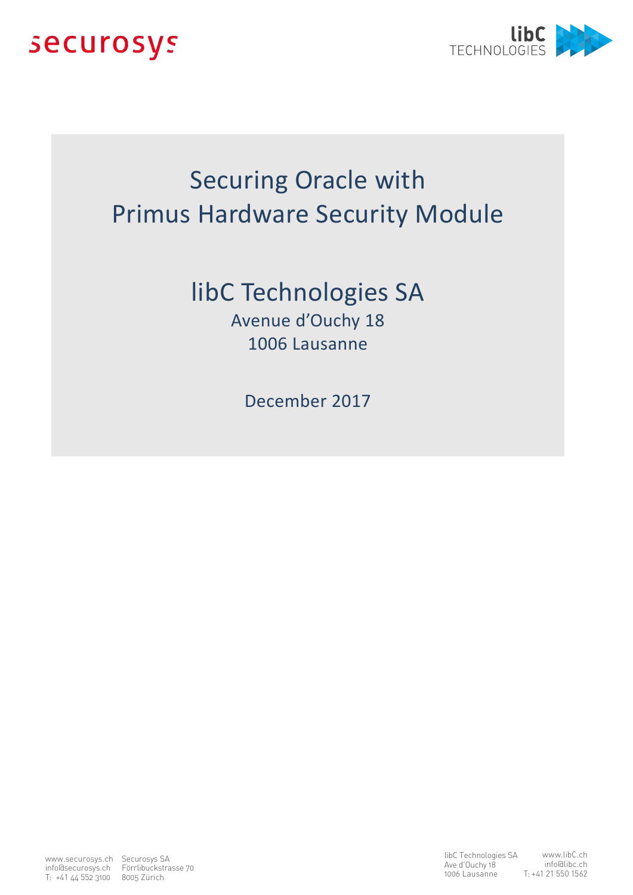# Securing Oracle with Primus Hardware Security Module

## libC Technologies SA

Avenue d'Ouchy 18
1006 Lausanne

December 2017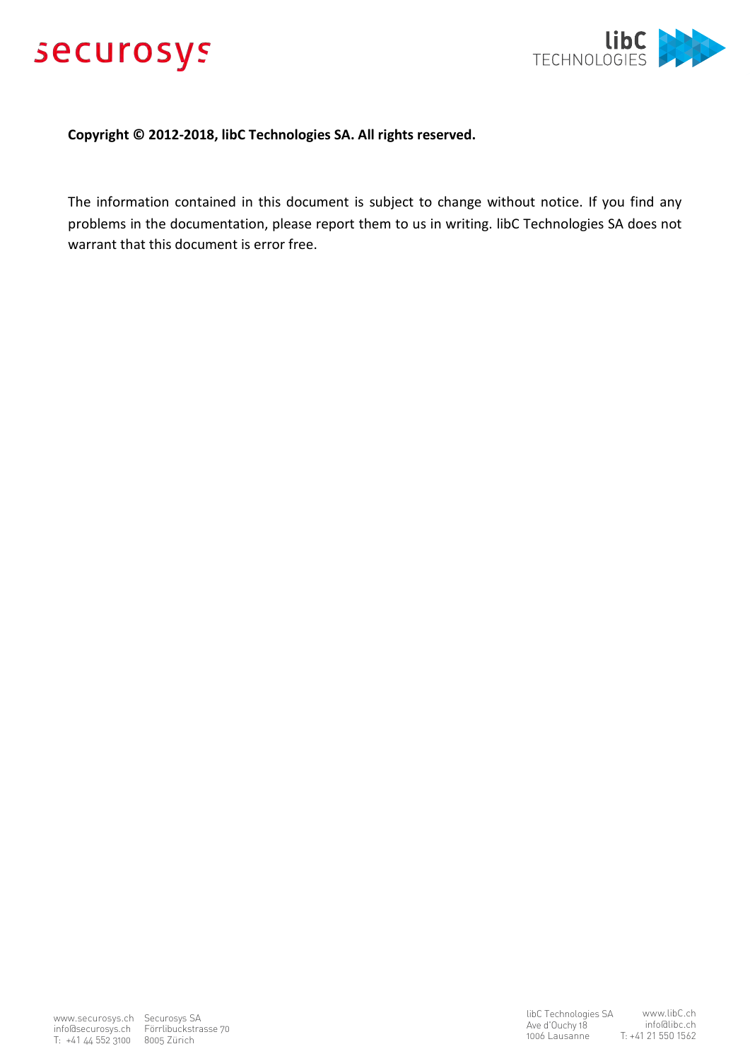**Copyright © 2012-2018, libC Technologies SA. All rights reserved.**

The information contained in this document is subject to change without notice. If you find any problems in the documentation, please report them to us in writing. libC Technologies SA does not warrant that this document is error free.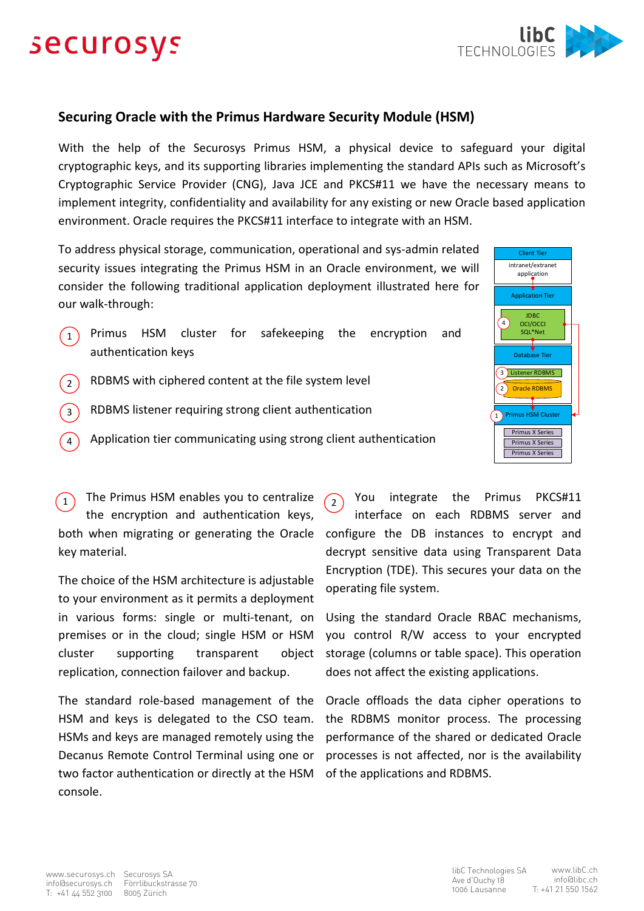## Securing Oracle with the Primus Hardware Security Module (HSM)

With the help of the Securosys Primus HSM, a physical device to safeguard your digital cryptographic keys, and its supporting libraries implementing the standard APIs such as Microsoft's Cryptographic Service Provider (CNG), Java JCE and PKCS#11 we have the necessary means to implement integrity, confidentiality and availability for any existing or new Oracle based application environment. Oracle requires the PKCS#11 interface to integrate with an HSM.

To address physical storage, communication, operational and sys-admin related security issues integrating the Primus HSM in an Oracle environment, we will consider the following traditional application deployment illustrated here for our walk-through:

1. Primus HSM cluster for safekeeping the encryption and authentication keys
2. RDBMS with ciphered content at the file system level
3. RDBMS listener requiring strong client authentication
4. Application tier communicating using strong client authentication

Client Tier: intranet/extranet application
Application Tier: (4) JDBC OCI/OCCI SQL*Net
Database Tier: (3) Listener RDBMS, (2) Oracle RDBMS
(1) Primus HSM Cluster: Primus X Series, Primus X Series, Primus X Series

(1) The Primus HSM enables you to centralize the encryption and authentication keys, both when migrating or generating the Oracle key material.

The choice of the HSM architecture is adjustable to your environment as it permits a deployment in various forms: single or multi-tenant, on premises or in the cloud; single HSM or HSM cluster supporting transparent object replication, connection failover and backup.

The standard role-based management of the HSM and keys is delegated to the CSO team. HSMs and keys are managed remotely using the Decanus Remote Control Terminal using one or two factor authentication or directly at the HSM console.

(2) You integrate the Primus PKCS#11 interface on each RDBMS server and configure the DB instances to encrypt and decrypt sensitive data using Transparent Data Encryption (TDE). This secures your data on the operating file system.

Using the standard Oracle RBAC mechanisms, you control R/W access to your encrypted storage (columns or table space). This operation does not affect the existing applications.

Oracle offloads the data cipher operations to the RDBMS monitor process. The processing performance of the shared or dedicated Oracle processes is not affected, nor is the availability of the applications and RDBMS.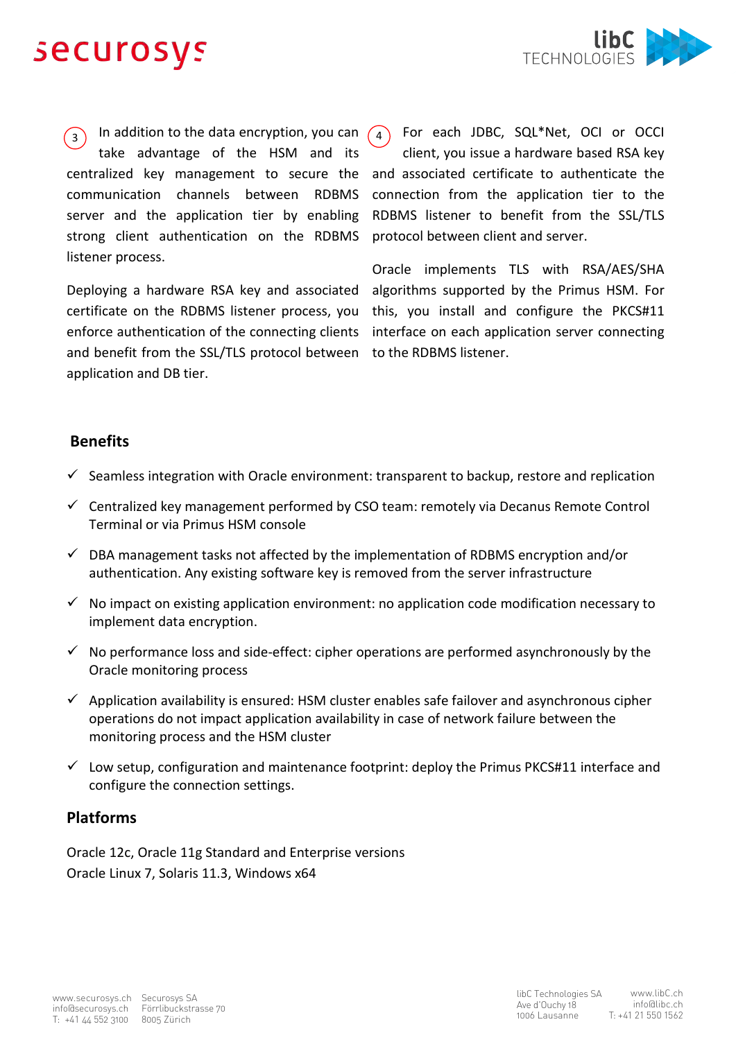(3) In addition to the data encryption, you can take advantage of the HSM and its centralized key management to secure the communication channels between RDBMS server and the application tier by enabling strong client authentication on the RDBMS listener process.

Deploying a hardware RSA key and associated certificate on the RDBMS listener process, you enforce authentication of the connecting clients and benefit from the SSL/TLS protocol between application and DB tier.

(4) For each JDBC, SQL*Net, OCI or OCCI client, you issue a hardware based RSA key and associated certificate to authenticate the connection from the application tier to the RDBMS listener to benefit from the SSL/TLS protocol between client and server.

Oracle implements TLS with RSA/AES/SHA algorithms supported by the Primus HSM. For this, you install and configure the PKCS#11 interface on each application server connecting to the RDBMS listener.

## Benefits

- ✓ Seamless integration with Oracle environment: transparent to backup, restore and replication
- ✓ Centralized key management performed by CSO team: remotely via Decanus Remote Control Terminal or via Primus HSM console
- ✓ DBA management tasks not affected by the implementation of RDBMS encryption and/or authentication. Any existing software key is removed from the server infrastructure
- ✓ No impact on existing application environment: no application code modification necessary to implement data encryption.
- ✓ No performance loss and side-effect: cipher operations are performed asynchronously by the Oracle monitoring process
- ✓ Application availability is ensured: HSM cluster enables safe failover and asynchronous cipher operations do not impact application availability in case of network failure between the monitoring process and the HSM cluster
- ✓ Low setup, configuration and maintenance footprint: deploy the Primus PKCS#11 interface and configure the connection settings.

## Platforms

Oracle 12c, Oracle 11g Standard and Enterprise versions
Oracle Linux 7, Solaris 11.3, Windows x64